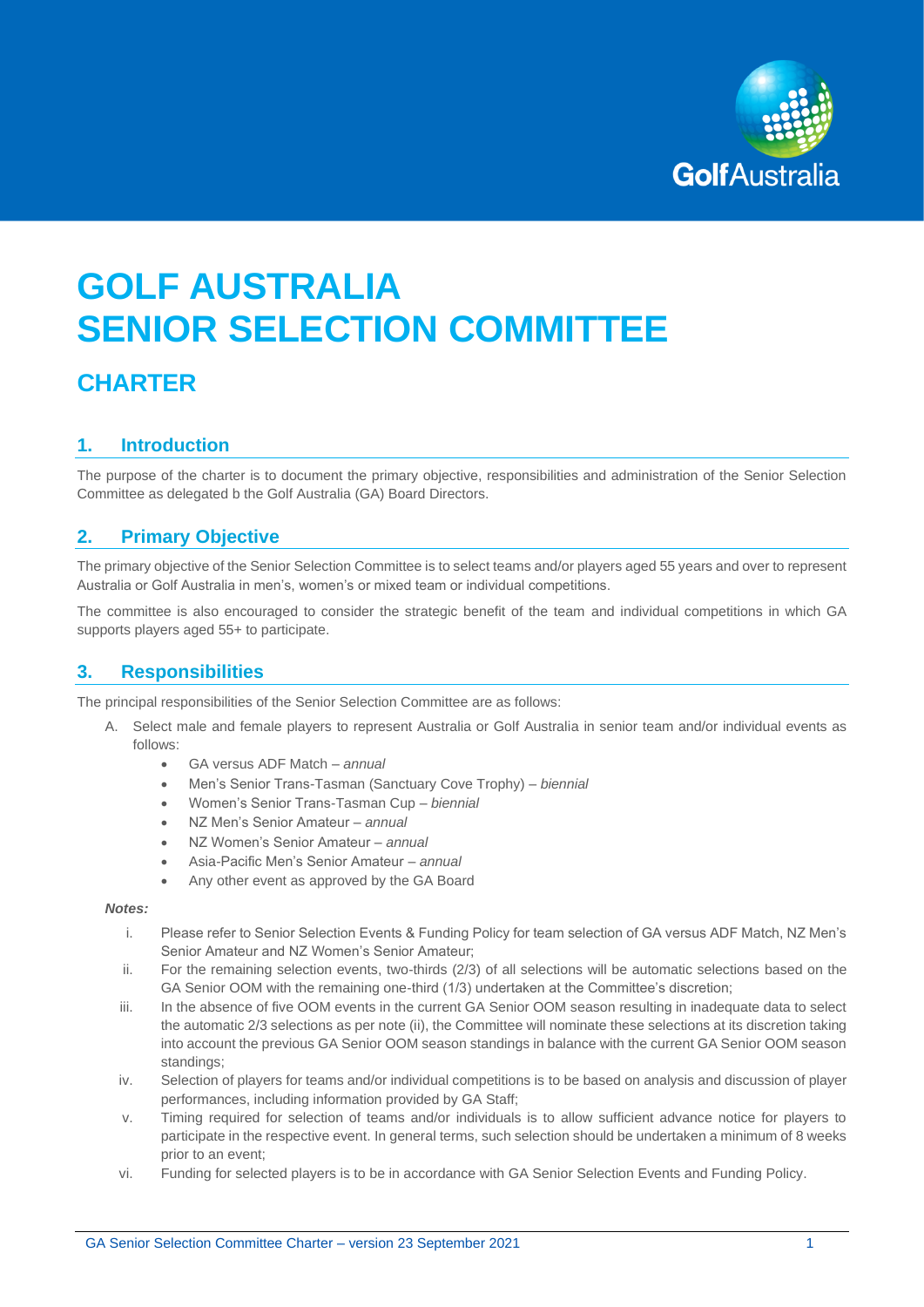# GOLF AUSTRALIA SENIOR SELECTION COMMITTEE

## CHARTER

### 1. Introduction

The purpose of the charter is to document the primary objective, responsibilities and administration of the Senior Selection Committee as delegated b the Golf Australia (GA) Board Directors.

### 2. Primary Objective

The primary objective of the Senior Selection Committee is to select teams and/or players aged 55 years and over to represent Australia or Golf Australia in men's, women's or mixed team or individual competitions.

The committee is also encouraged to consider the strategic benefit of the team and individual competitions in which GA supports players aged 55+ to participate.

### 3. Responsibilities

The principal responsibilities of the Senior Selection Committee are as follows:

A. Select male and female players to represent Australia or Golf Australia in senior team and/or individual events as follows:
   - GA versus ADF Match – *annual*
   - Men's Senior Trans-Tasman (Sanctuary Cove Trophy) – *biennial*
   - Women's Senior Trans-Tasman Cup – *biennial*
   - NZ Men's Senior Amateur – *annual*
   - NZ Women's Senior Amateur – *annual*
   - Asia-Pacific Men's Senior Amateur – *annual*
   - Any other event as approved by the GA Board

***Notes:***

i. Please refer to Senior Selection Events & Funding Policy for team selection of GA versus ADF Match, NZ Men's Senior Amateur and NZ Women's Senior Amateur;

ii. For the remaining selection events, two-thirds (2/3) of all selections will be automatic selections based on the GA Senior OOM with the remaining one-third (1/3) undertaken at the Committee's discretion;

iii. In the absence of five OOM events in the current GA Senior OOM season resulting in inadequate data to select the automatic 2/3 selections as per note (ii), the Committee will nominate these selections at its discretion taking into account the previous GA Senior OOM season standings in balance with the current GA Senior OOM season standings;

iv. Selection of players for teams and/or individual competitions is to be based on analysis and discussion of player performances, including information provided by GA Staff;

v. Timing required for selection of teams and/or individuals is to allow sufficient advance notice for players to participate in the respective event. In general terms, such selection should be undertaken a minimum of 8 weeks prior to an event;

vi. Funding for selected players is to be in accordance with GA Senior Selection Events and Funding Policy.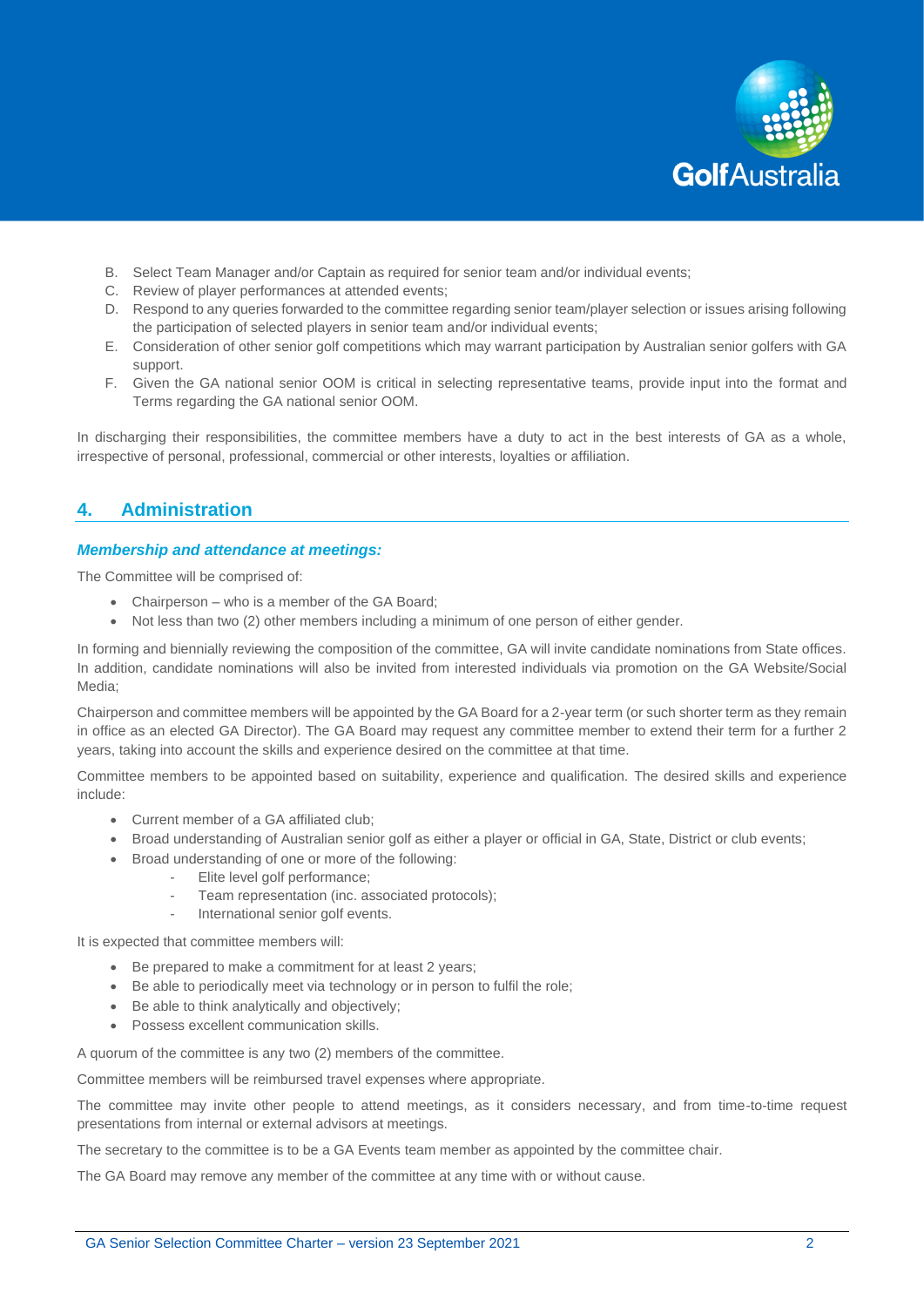B. Select Team Manager and/or Captain as required for senior team and/or individual events;
C. Review of player performances at attended events;
D. Respond to any queries forwarded to the committee regarding senior team/player selection or issues arising following the participation of selected players in senior team and/or individual events;
E. Consideration of other senior golf competitions which may warrant participation by Australian senior golfers with GA support.
F. Given the GA national senior OOM is critical in selecting representative teams, provide input into the format and Terms regarding the GA national senior OOM.

In discharging their responsibilities, the committee members have a duty to act in the best interests of GA as a whole, irrespective of personal, professional, commercial or other interests, loyalties or affiliation.

## 4. Administration

### *Membership and attendance at meetings:*

The Committee will be comprised of:

- Chairperson – who is a member of the GA Board;
- Not less than two (2) other members including a minimum of one person of either gender.

In forming and biennially reviewing the composition of the committee, GA will invite candidate nominations from State offices. In addition, candidate nominations will also be invited from interested individuals via promotion on the GA Website/Social Media;

Chairperson and committee members will be appointed by the GA Board for a 2-year term (or such shorter term as they remain in office as an elected GA Director). The GA Board may request any committee member to extend their term for a further 2 years, taking into account the skills and experience desired on the committee at that time.

Committee members to be appointed based on suitability, experience and qualification. The desired skills and experience include:

- Current member of a GA affiliated club;
- Broad understanding of Australian senior golf as either a player or official in GA, State, District or club events;
- Broad understanding of one or more of the following:
  - Elite level golf performance;
  - Team representation (inc. associated protocols);
  - International senior golf events.

It is expected that committee members will:

- Be prepared to make a commitment for at least 2 years;
- Be able to periodically meet via technology or in person to fulfil the role;
- Be able to think analytically and objectively;
- Possess excellent communication skills.

A quorum of the committee is any two (2) members of the committee.

Committee members will be reimbursed travel expenses where appropriate.

The committee may invite other people to attend meetings, as it considers necessary, and from time-to-time request presentations from internal or external advisors at meetings.

The secretary to the committee is to be a GA Events team member as appointed by the committee chair.

The GA Board may remove any member of the committee at any time with or without cause.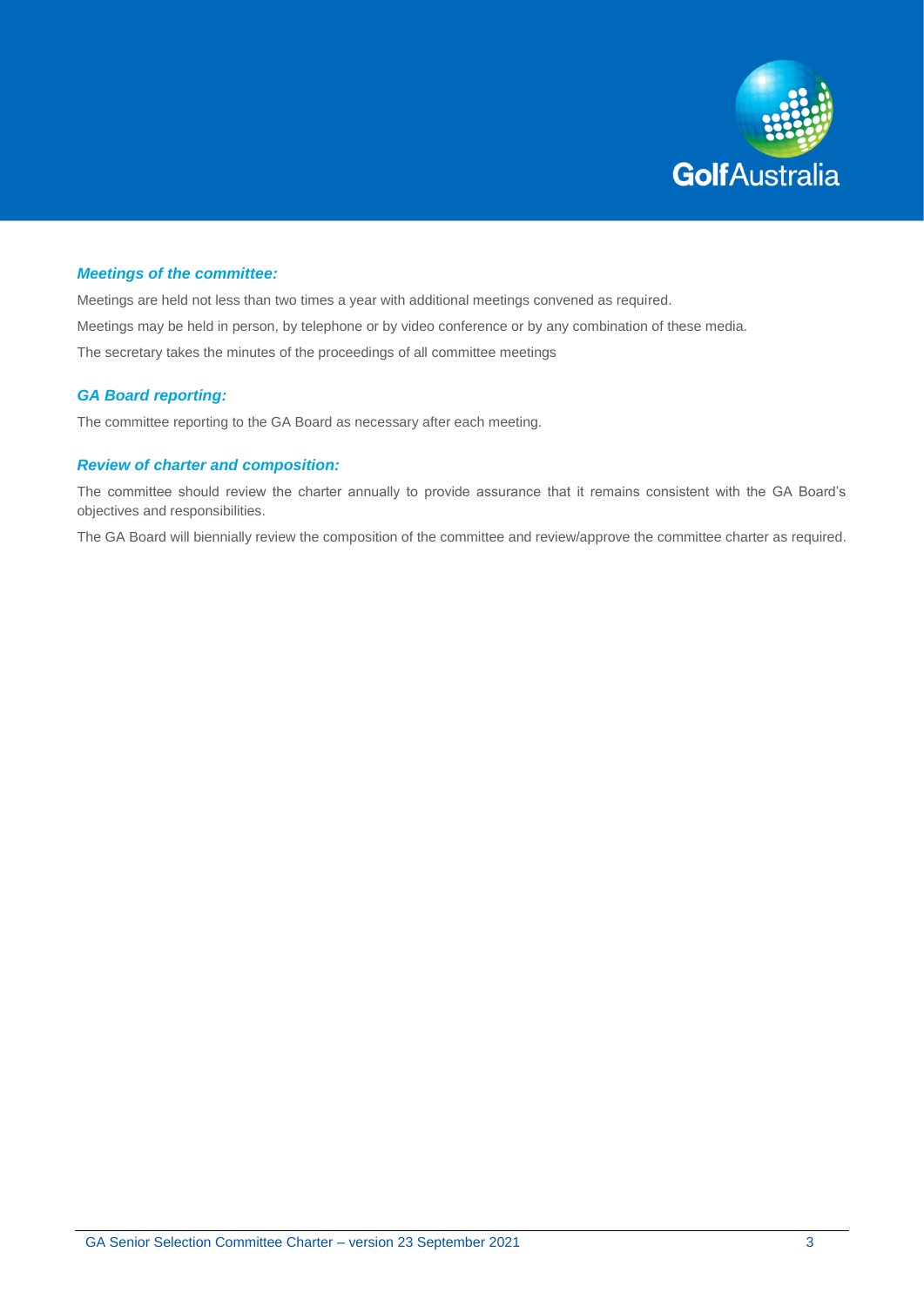### *Meetings of the committee:*

Meetings are held not less than two times a year with additional meetings convened as required.

Meetings may be held in person, by telephone or by video conference or by any combination of these media.

The secretary takes the minutes of the proceedings of all committee meetings

### *GA Board reporting:*

The committee reporting to the GA Board as necessary after each meeting.

### *Review of charter and composition:*

The committee should review the charter annually to provide assurance that it remains consistent with the GA Board's objectives and responsibilities.

The GA Board will biennially review the composition of the committee and review/approve the committee charter as required.